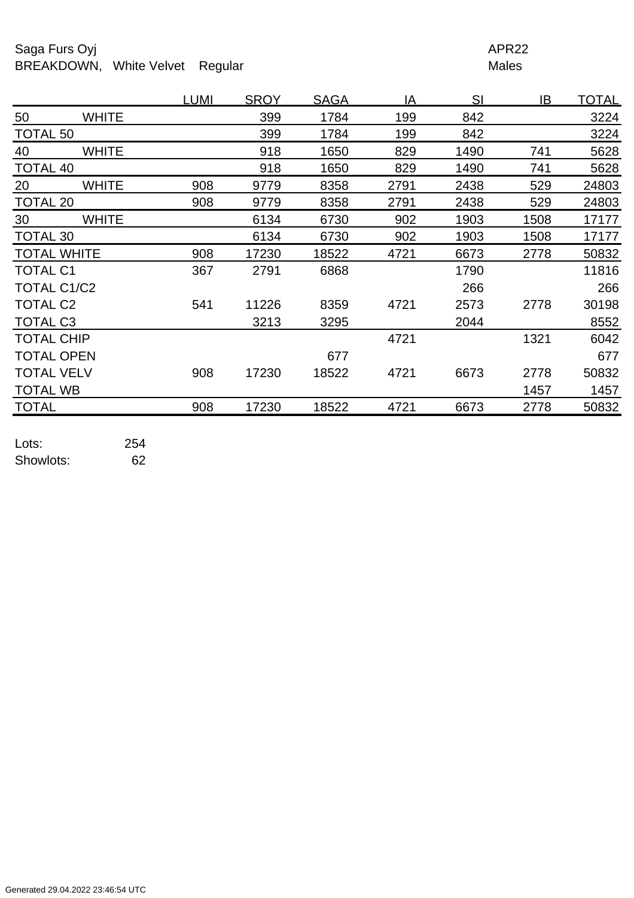Saga Furs Oyj
BREAKDOWN, White Velvet Regular

APR22
Males

| | | LUMI | SROY | SAGA | IA | SI | IB | TOTAL |
|---|---|---|---|---|---|---|---|---|
| 50 | WHITE | | 399 | 1784 | 199 | 842 | | 3224 |
| TOTAL 50 | | | 399 | 1784 | 199 | 842 | | 3224 |
| 40 | WHITE | | 918 | 1650 | 829 | 1490 | 741 | 5628 |
| TOTAL 40 | | | 918 | 1650 | 829 | 1490 | 741 | 5628 |
| 20 | WHITE | 908 | 9779 | 8358 | 2791 | 2438 | 529 | 24803 |
| TOTAL 20 | | 908 | 9779 | 8358 | 2791 | 2438 | 529 | 24803 |
| 30 | WHITE | | 6134 | 6730 | 902 | 1903 | 1508 | 17177 |
| TOTAL 30 | | | 6134 | 6730 | 902 | 1903 | 1508 | 17177 |
| TOTAL WHITE | | 908 | 17230 | 18522 | 4721 | 6673 | 2778 | 50832 |
| TOTAL C1 | | 367 | 2791 | 6868 | | 1790 | | 11816 |
| TOTAL C1/C2 | | | | | | 266 | | 266 |
| TOTAL C2 | | 541 | 11226 | 8359 | 4721 | 2573 | 2778 | 30198 |
| TOTAL C3 | | | 3213 | 3295 | | 2044 | | 8552 |
| TOTAL CHIP | | | | | 4721 | | 1321 | 6042 |
| TOTAL OPEN | | | | 677 | | | | 677 |
| TOTAL VELV | | 908 | 17230 | 18522 | 4721 | 6673 | 2778 | 50832 |
| TOTAL WB | | | | | | | 1457 | 1457 |
| TOTAL | | 908 | 17230 | 18522 | 4721 | 6673 | 2778 | 50832 |

Lots: 254
Showlots: 62

Generated 29.04.2022 23:46:54 UTC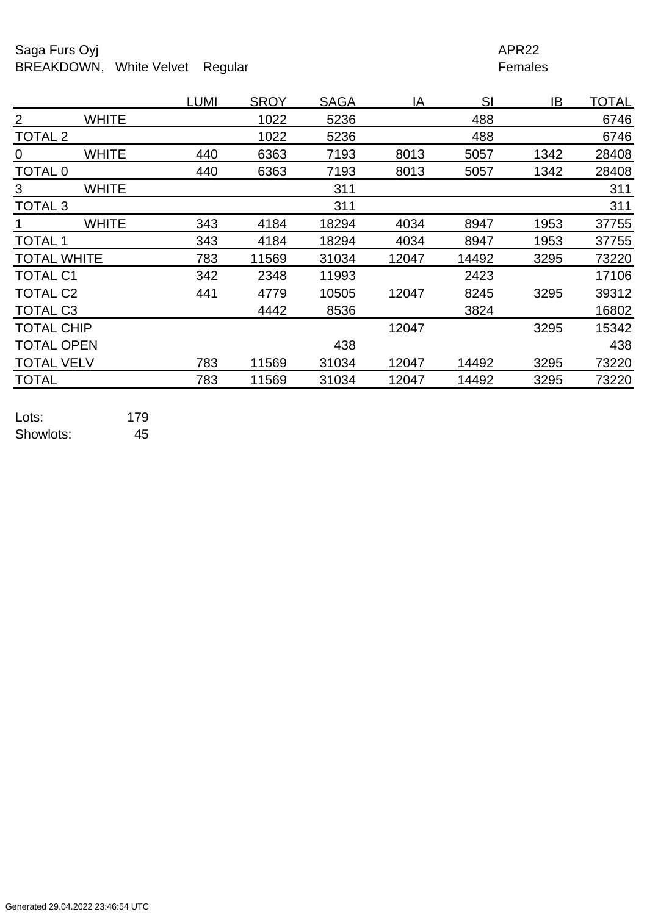Saga Furs Oyj
BREAKDOWN, White Velvet Regular

APR22
Females

| | | LUMI | SROY | SAGA | IA | SI | IB | TOTAL |
|---|---|---|---|---|---|---|---|---|
| 2 | WHITE | | 1022 | 5236 | | 488 | | 6746 |
| TOTAL 2 | | | 1022 | 5236 | | 488 | | 6746 |
| 0 | WHITE | 440 | 6363 | 7193 | 8013 | 5057 | 1342 | 28408 |
| TOTAL 0 | | 440 | 6363 | 7193 | 8013 | 5057 | 1342 | 28408 |
| 3 | WHITE | | | 311 | | | | 311 |
| TOTAL 3 | | | | 311 | | | | 311 |
| 1 | WHITE | 343 | 4184 | 18294 | 4034 | 8947 | 1953 | 37755 |
| TOTAL 1 | | 343 | 4184 | 18294 | 4034 | 8947 | 1953 | 37755 |
| TOTAL WHITE | | 783 | 11569 | 31034 | 12047 | 14492 | 3295 | 73220 |
| TOTAL C1 | | 342 | 2348 | 11993 | | 2423 | | 17106 |
| TOTAL C2 | | 441 | 4779 | 10505 | 12047 | 8245 | 3295 | 39312 |
| TOTAL C3 | | | 4442 | 8536 | | 3824 | | 16802 |
| TOTAL CHIP | | | | | 12047 | | 3295 | 15342 |
| TOTAL OPEN | | | | 438 | | | | 438 |
| TOTAL VELV | | 783 | 11569 | 31034 | 12047 | 14492 | 3295 | 73220 |
| TOTAL | | 783 | 11569 | 31034 | 12047 | 14492 | 3295 | 73220 |

Lots: 179
Showlots: 45

Generated 29.04.2022 23:46:54 UTC